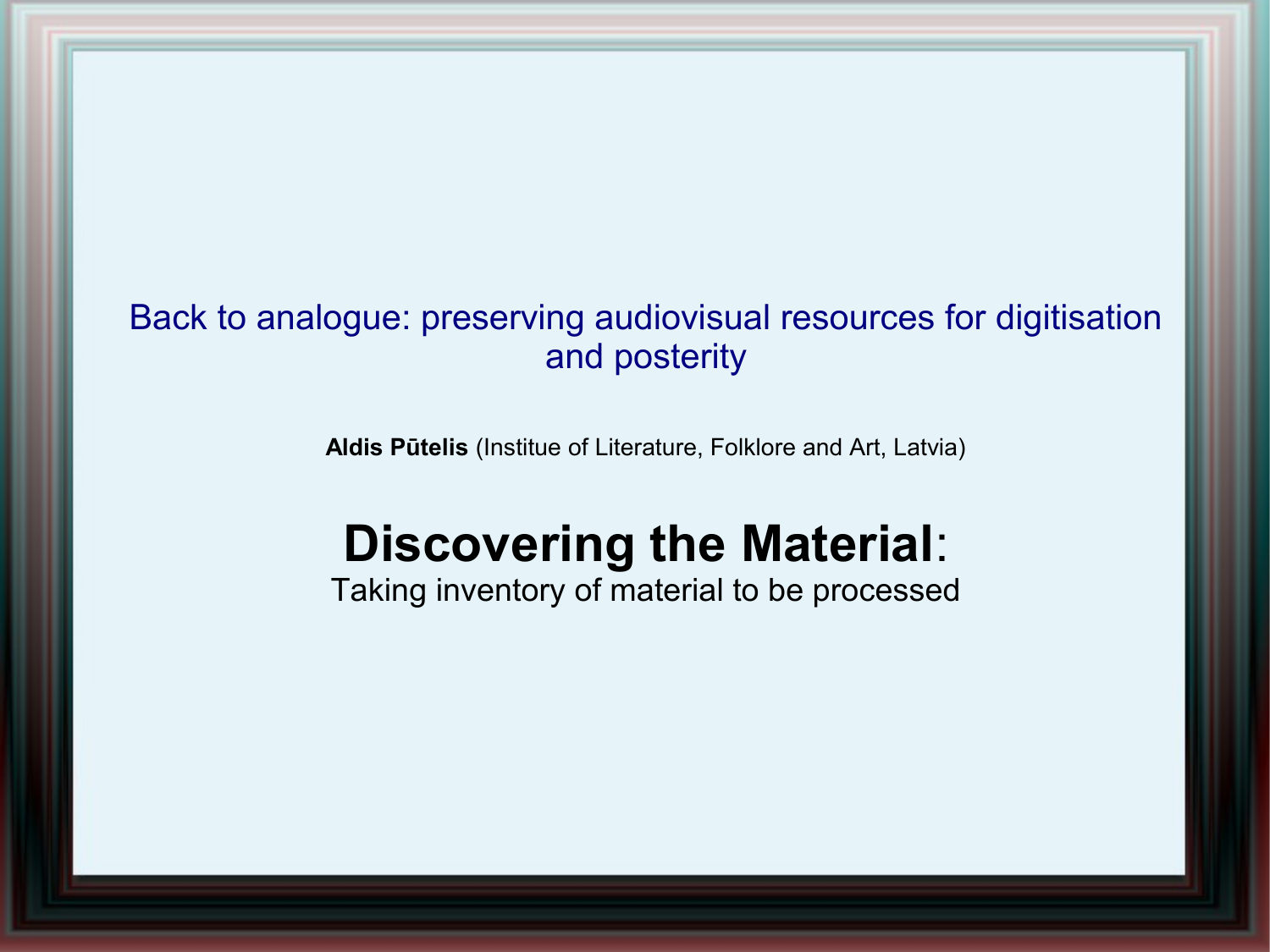Back to analogue: preserving audiovisual resources for digitisation and posterity

**Aldis Pūtelis** (Institue of Literature, Folklore and Art, Latvia)

# Discovering the Material:

Taking inventory of material to be processed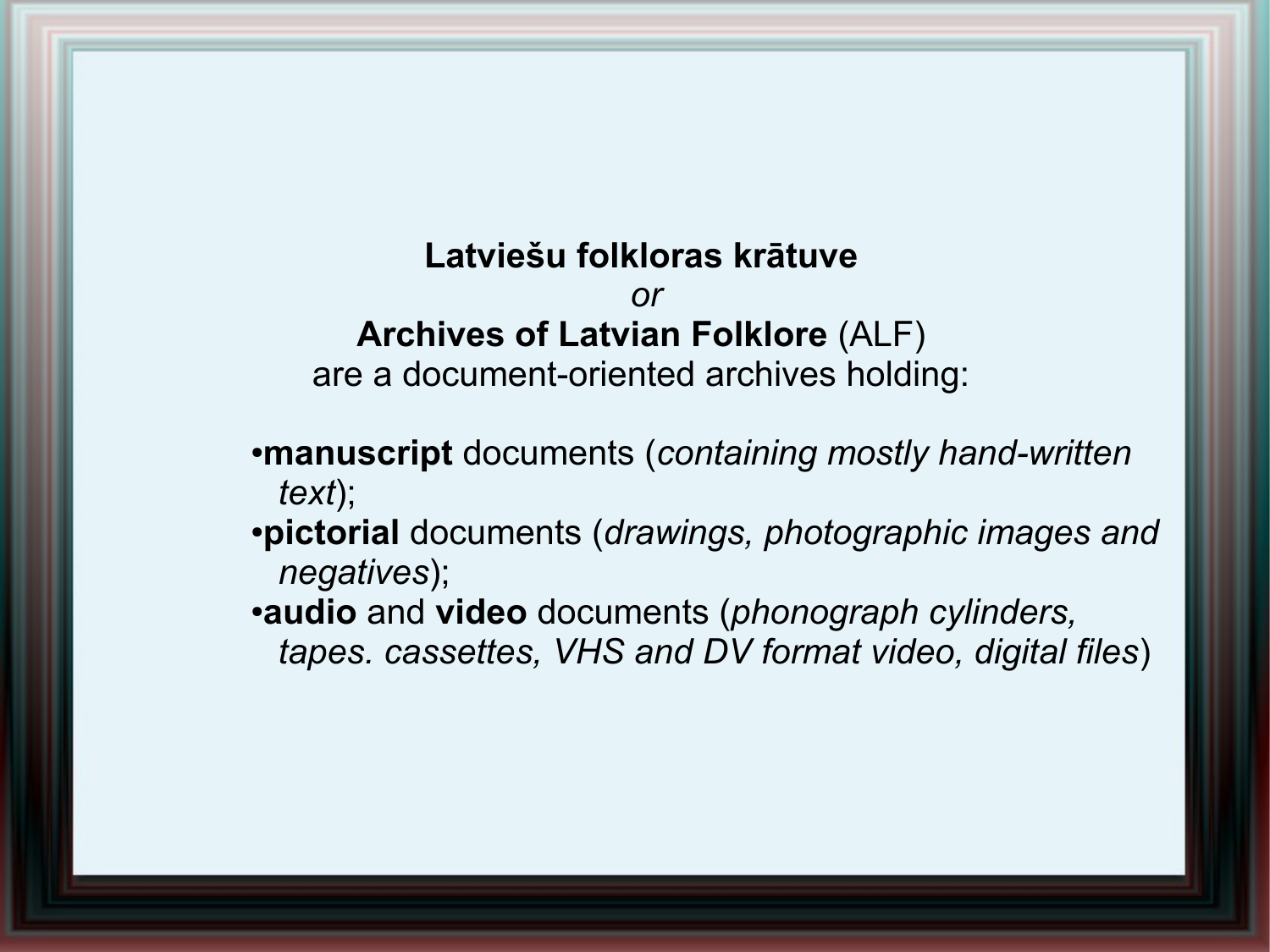**Latviešu folkloras krātuve**

*or*

**Archives of Latvian Folklore** (ALF)

are a document-oriented archives holding:

- **manuscript** documents (*containing mostly hand-written text*);
- **pictorial** documents (*drawings, photographic images and negatives*);
- **audio** and **video** documents (*phonograph cylinders, tapes. cassettes, VHS and DV format video, digital files*)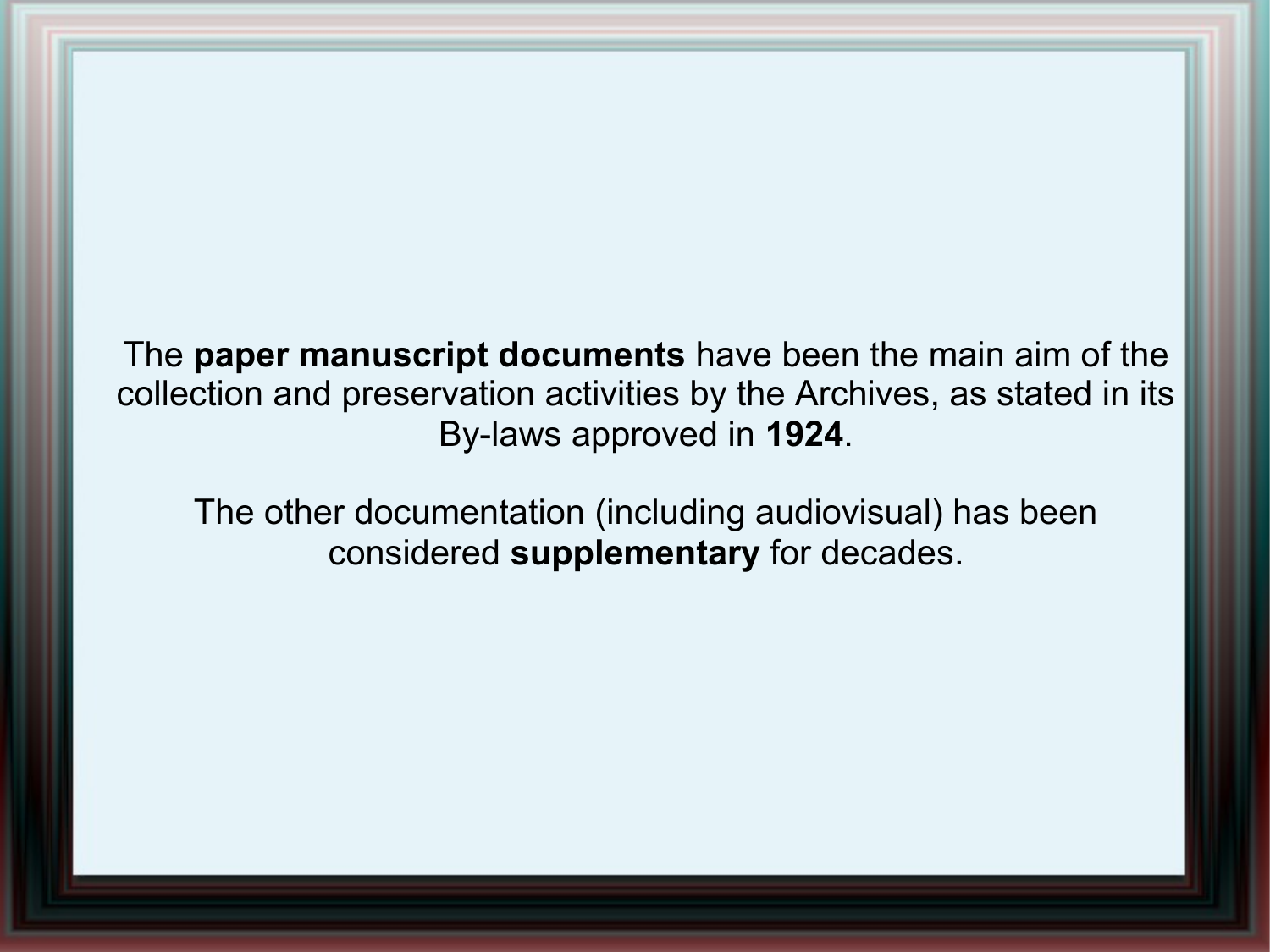The **paper manuscript documents** have been the main aim of the collection and preservation activities by the Archives, as stated in its By-laws approved in **1924**.

The other documentation (including audiovisual) has been considered **supplementary** for decades.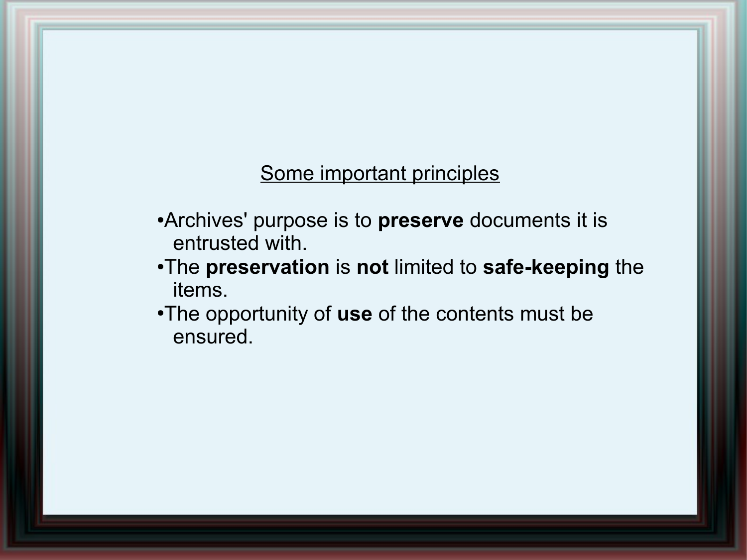## Some important principles

- Archives' purpose is to **preserve** documents it is entrusted with.
- The **preservation** is **not** limited to **safe-keeping** the items.
- The opportunity of **use** of the contents must be ensured.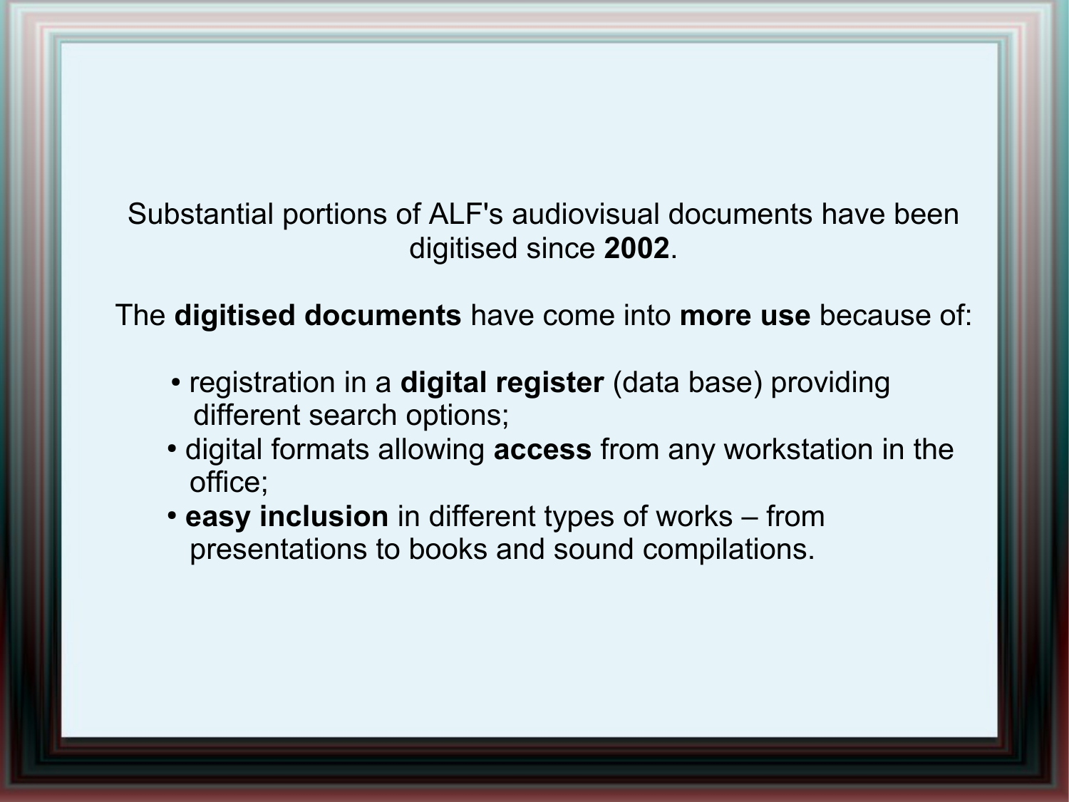Substantial portions of ALF's audiovisual documents have been digitised since **2002**.

The **digitised documents** have come into **more use** because of:

- registration in a **digital register** (data base) providing different search options;
- digital formats allowing **access** from any workstation in the office;
- **easy inclusion** in different types of works – from presentations to books and sound compilations.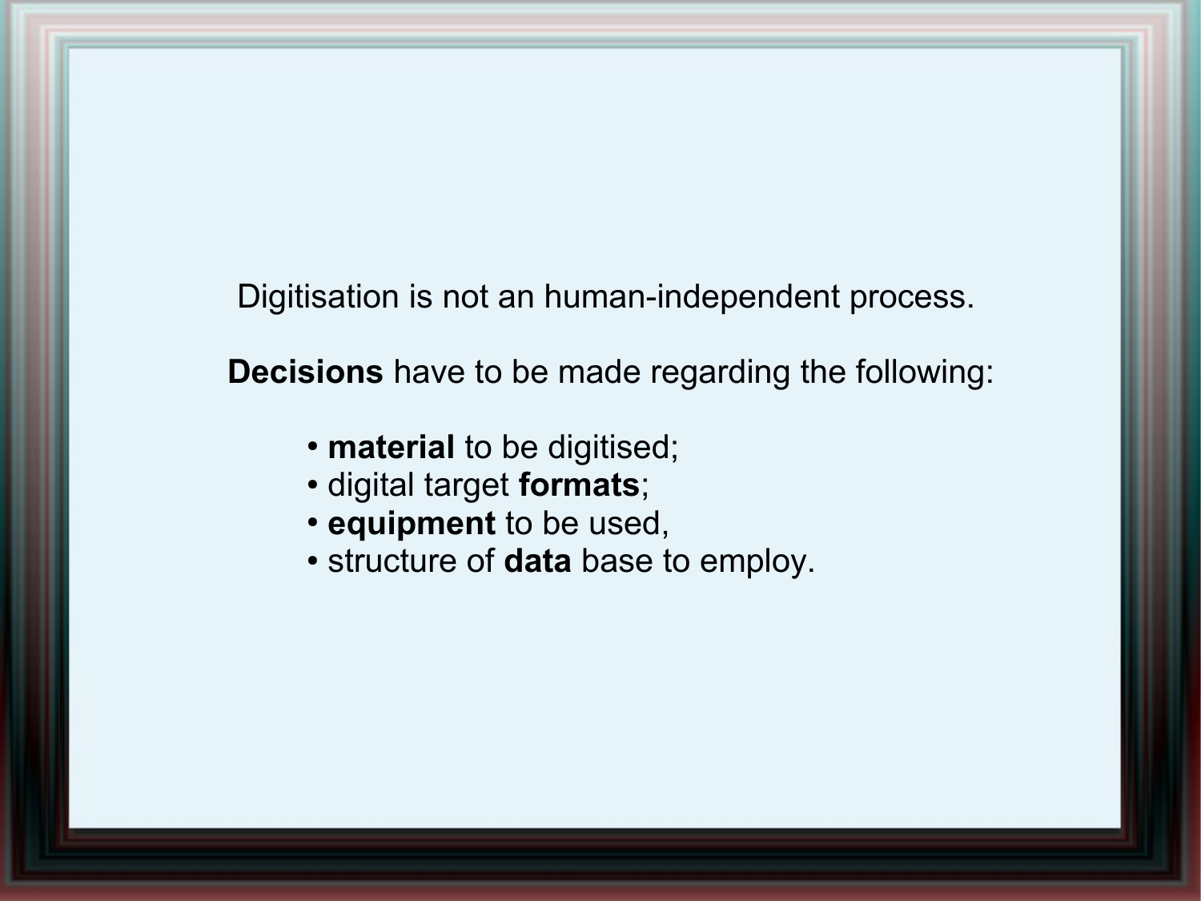Digitisation is not an human-independent process.

**Decisions** have to be made regarding the following:

- **material** to be digitised;
- digital target **formats**;
- **equipment** to be used,
- structure of **data** base to employ.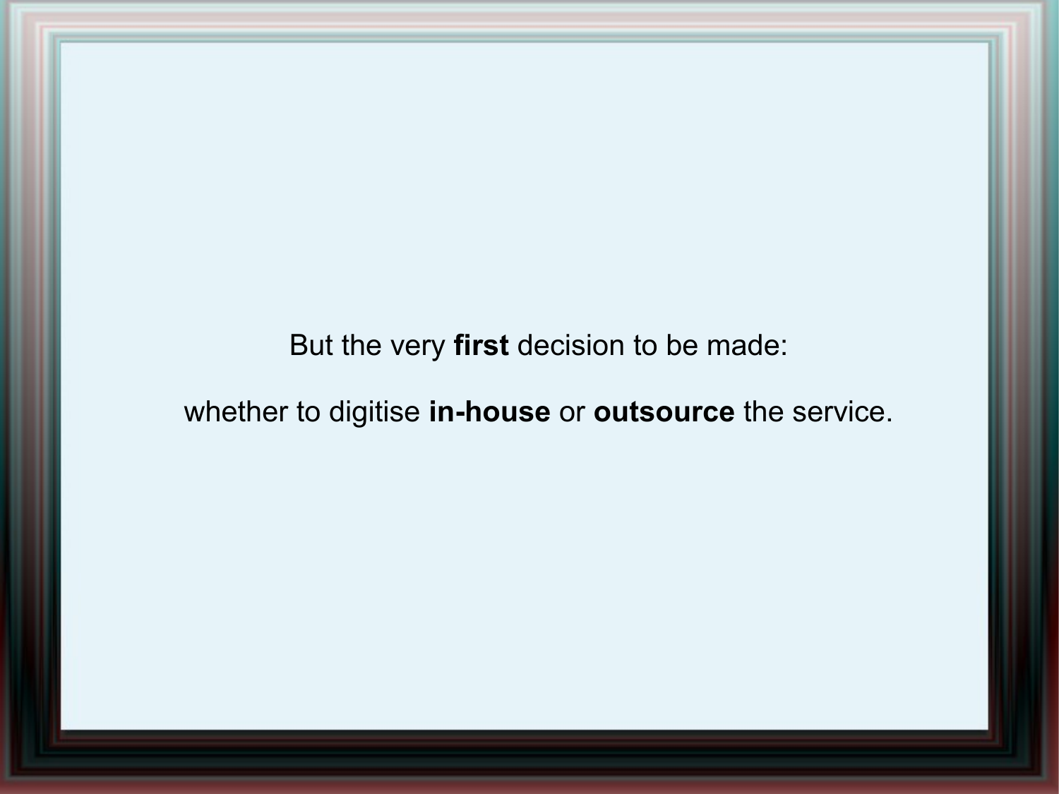But the very **first** decision to be made:

whether to digitise **in-house** or **outsource** the service.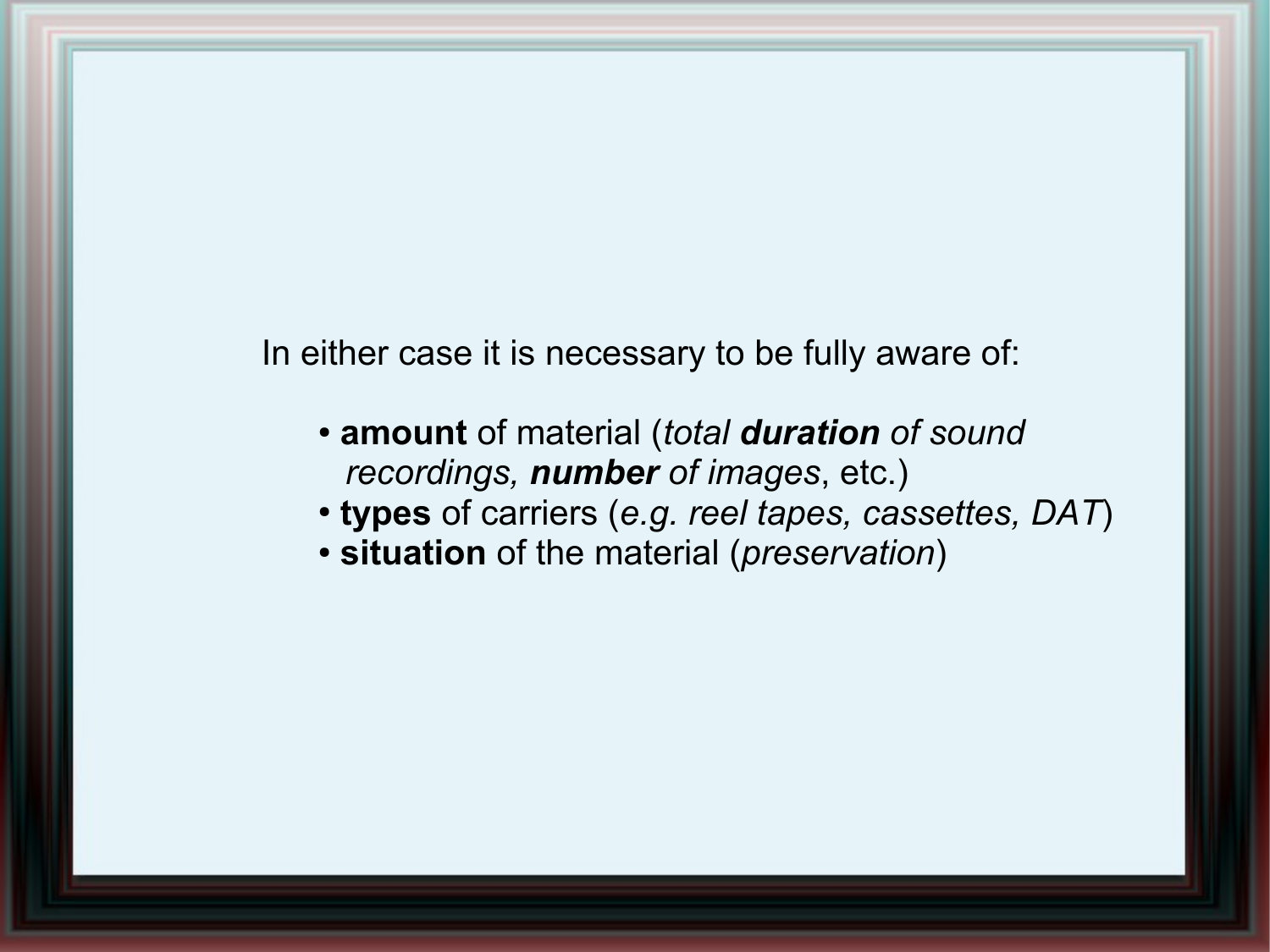In either case it is necessary to be fully aware of:

- **amount** of material (*total **duration** of sound recordings, **number** of images*, etc.)
- **types** of carriers (*e.g. reel tapes, cassettes, DAT*)
- **situation** of the material (*preservation*)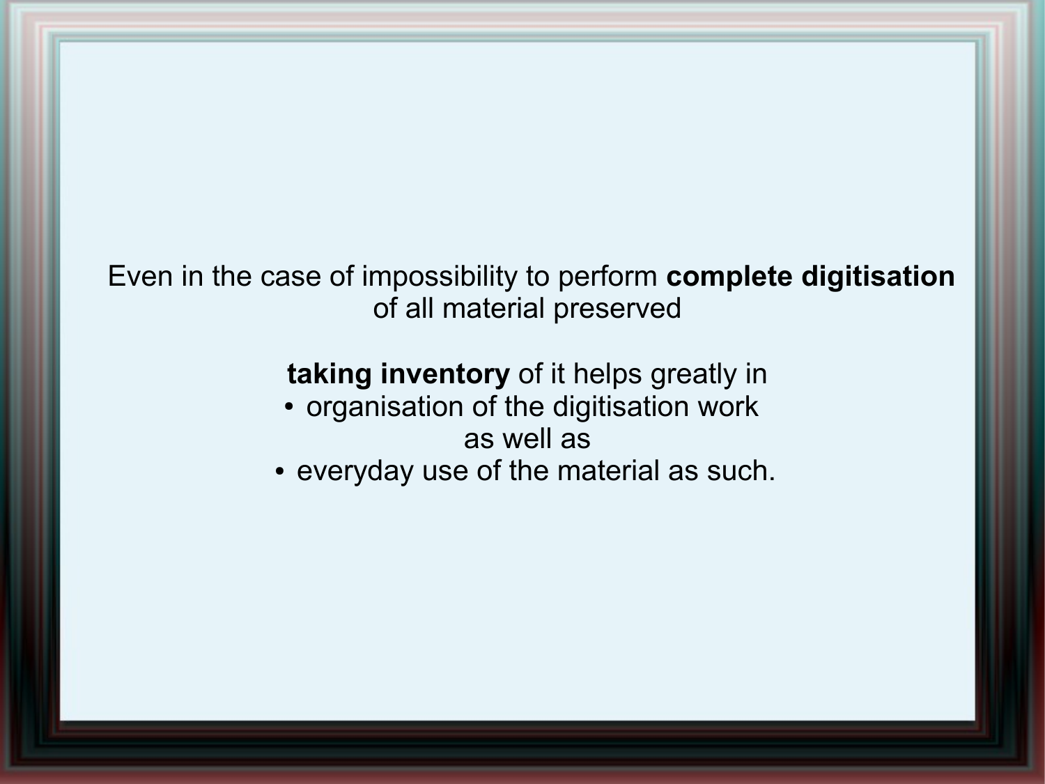Even in the case of impossibility to perform **complete digitisation** of all material preserved

**taking inventory** of it helps greatly in

- organisation of the digitisation work

as well as

- everyday use of the material as such.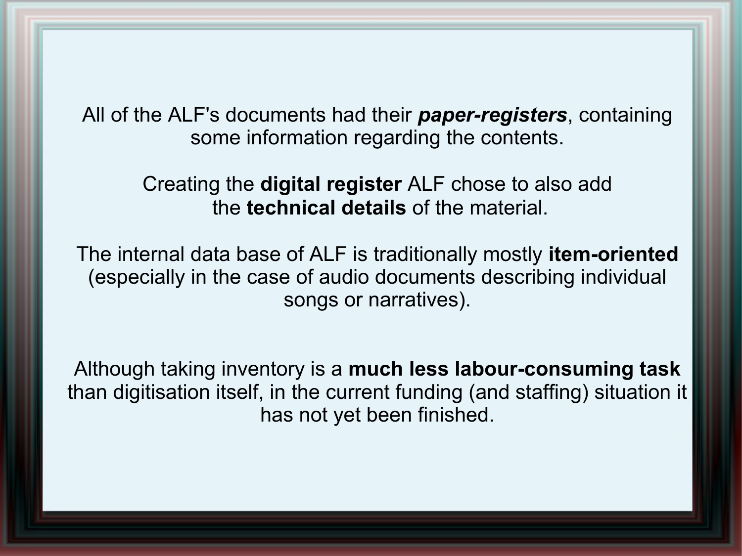All of the ALF's documents had their ***paper-registers***, containing some information regarding the contents.

Creating the **digital register** ALF chose to also add the **technical details** of the material.

The internal data base of ALF is traditionally mostly **item-oriented** (especially in the case of audio documents describing individual songs or narratives).

Although taking inventory is a **much less labour-consuming task** than digitisation itself, in the current funding (and staffing) situation it has not yet been finished.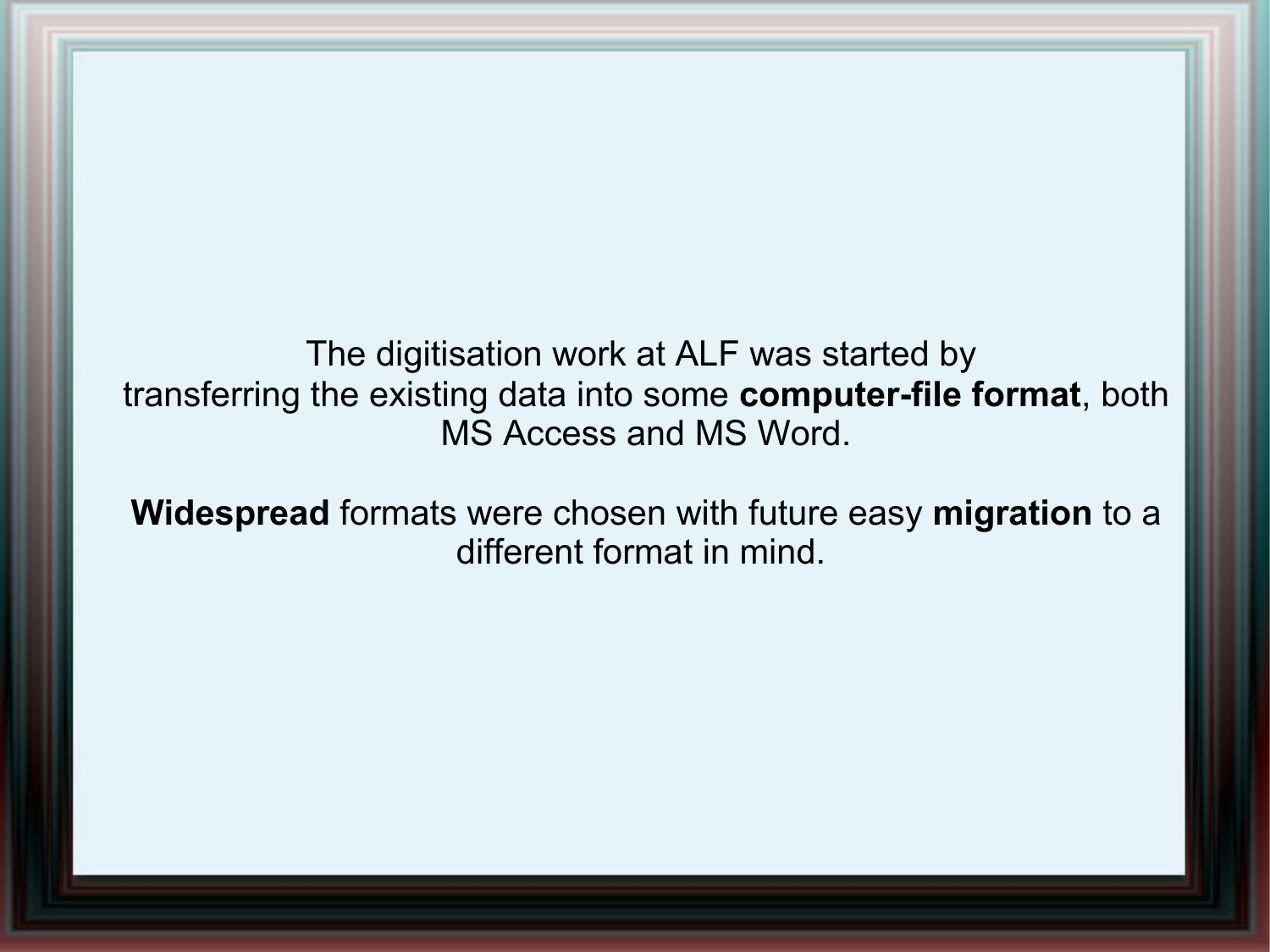The digitisation work at ALF was started by transferring the existing data into some **computer-file format**, both MS Access and MS Word.

**Widespread** formats were chosen with future easy **migration** to a different format in mind.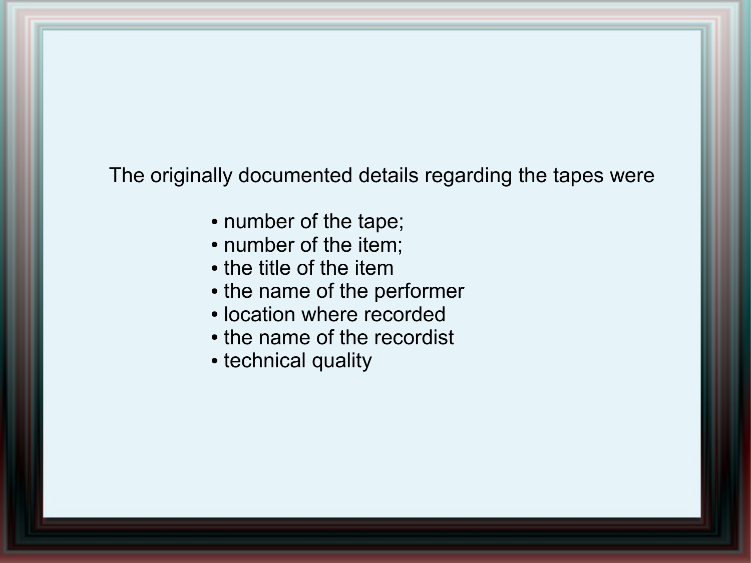The originally documented details regarding the tapes were

- number of the tape;
- number of the item;
- the title of the item
- the name of the performer
- location where recorded
- the name of the recordist
- technical quality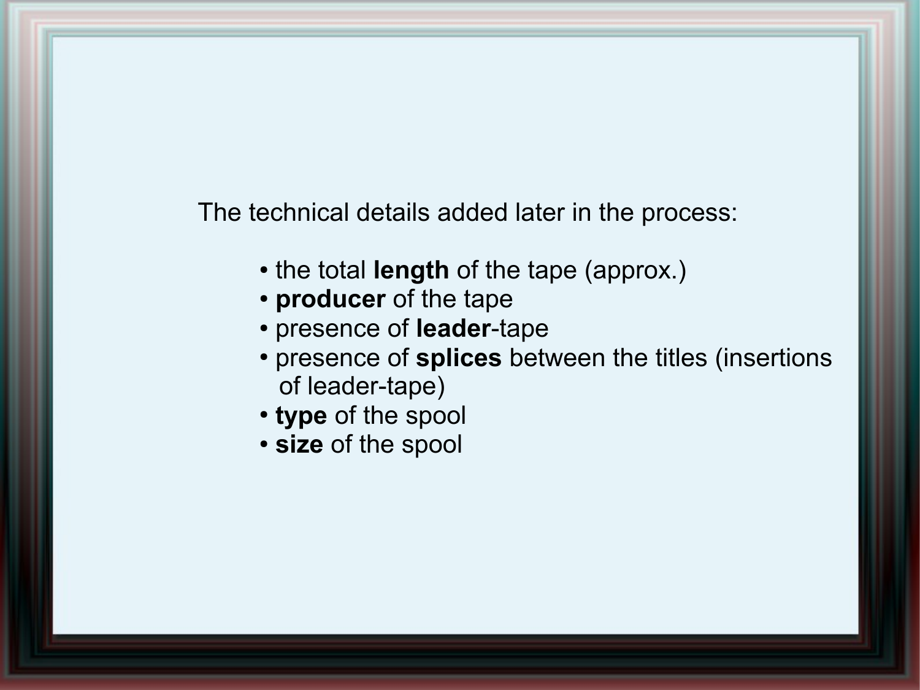The technical details added later in the process:

- the total **length** of the tape (approx.)
- **producer** of the tape
- presence of **leader**-tape
- presence of **splices** between the titles (insertions of leader-tape)
- **type** of the spool
- **size** of the spool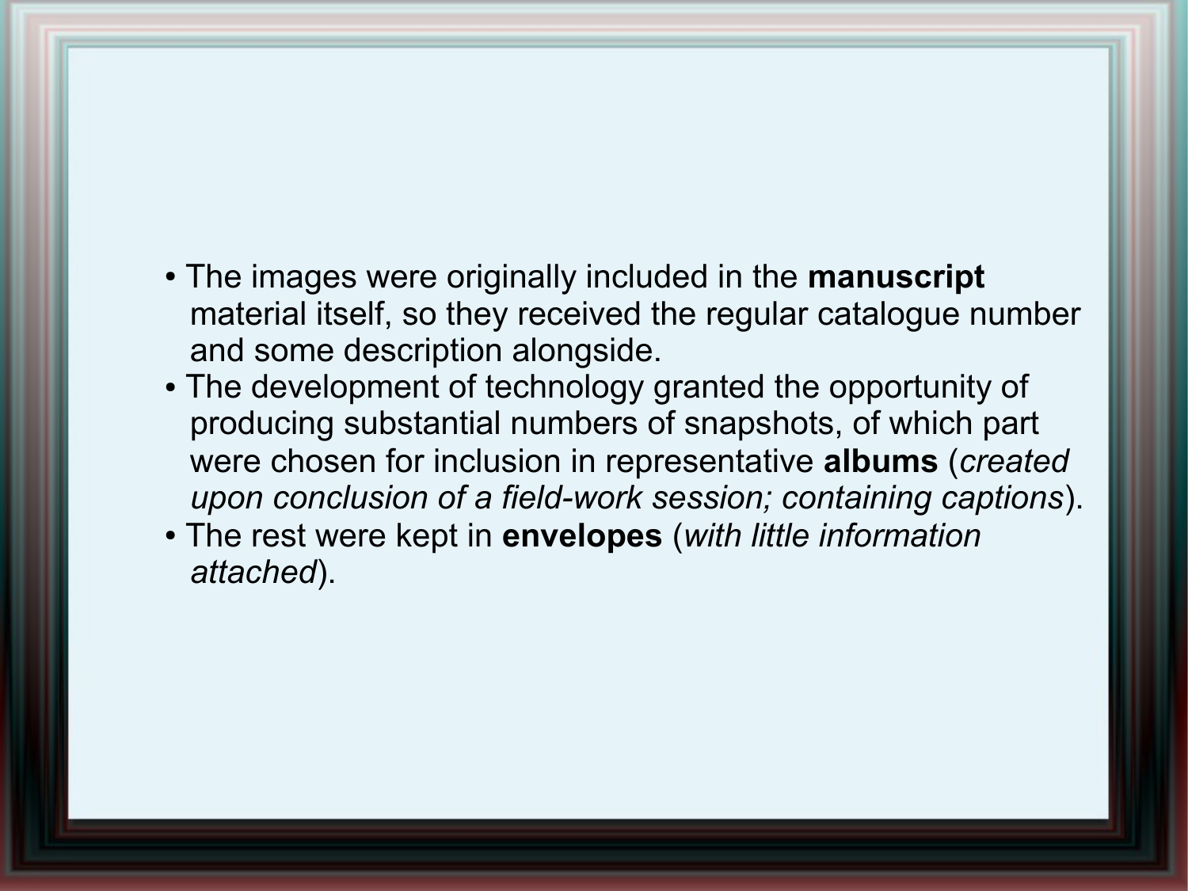- The images were originally included in the **manuscript** material itself, so they received the regular catalogue number and some description alongside.
- The development of technology granted the opportunity of producing substantial numbers of snapshots, of which part were chosen for inclusion in representative **albums** (*created upon conclusion of a field-work session; containing captions*).
- The rest were kept in **envelopes** (*with little information attached*).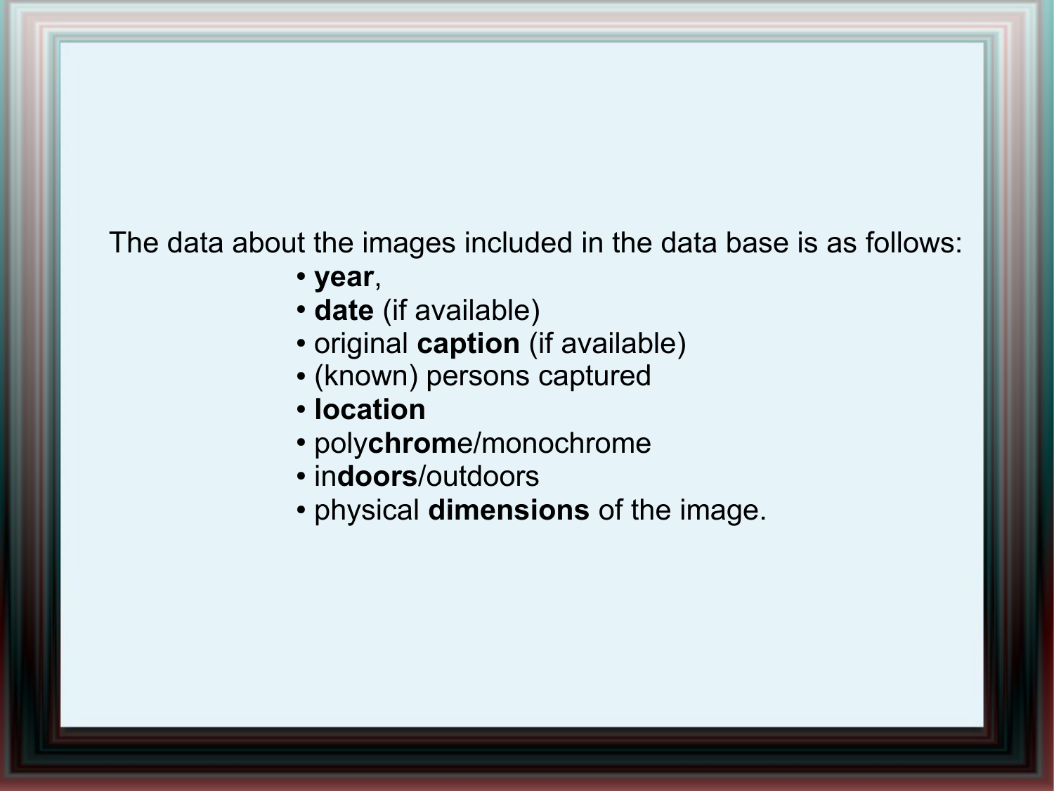The data about the images included in the data base is as follows:

- **year**,
- **date** (if available)
- original **caption** (if available)
- (known) persons captured
- **location**
- poly**chrom**e/monochrome
- in**doors**/outdoors
- physical **dimensions** of the image.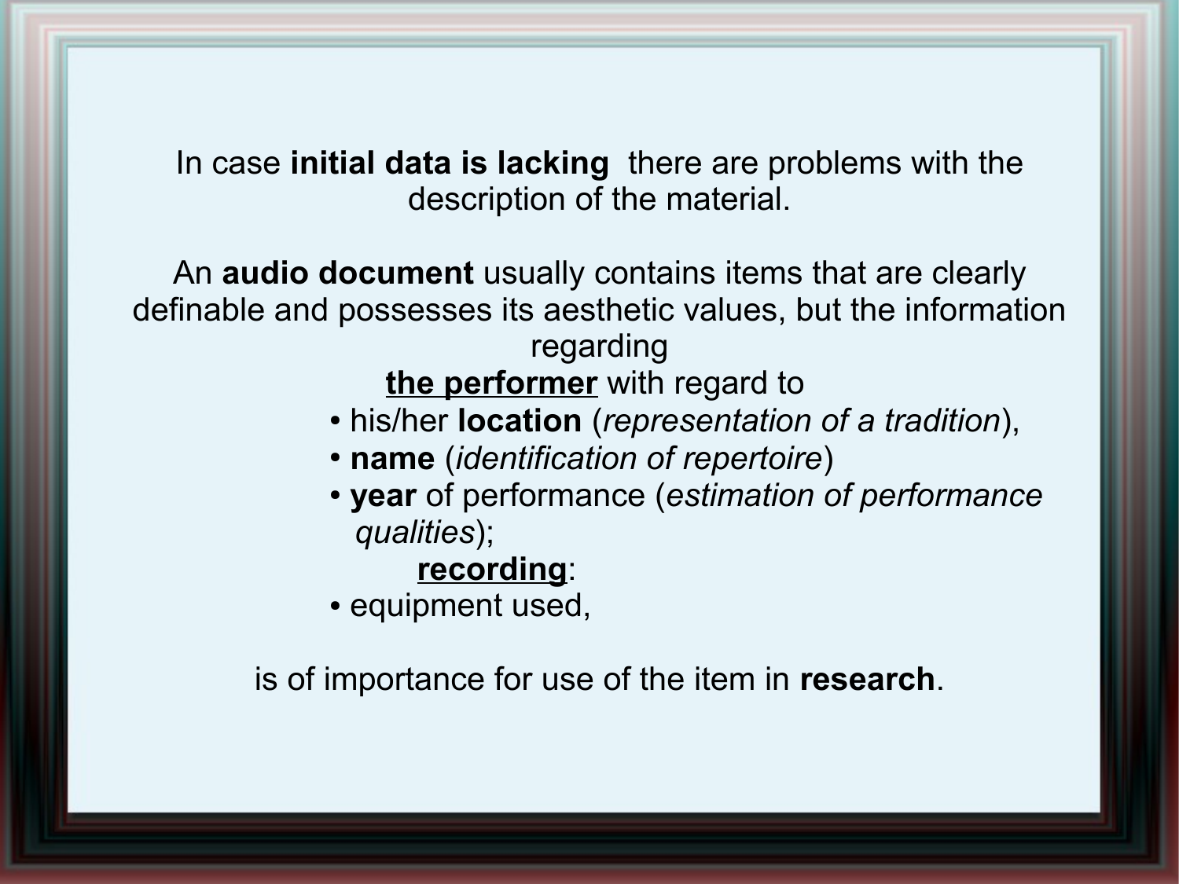In case **initial data is lacking** there are problems with the description of the material.

An **audio document** usually contains items that are clearly definable and possesses its aesthetic values, but the information regarding

**the performer** with regard to

- his/her **location** (*representation of a tradition*),
- **name** (*identification of repertoire*)
- **year** of performance (*estimation of performance qualities*);

**recording**:

- equipment used,

is of importance for use of the item in **research**.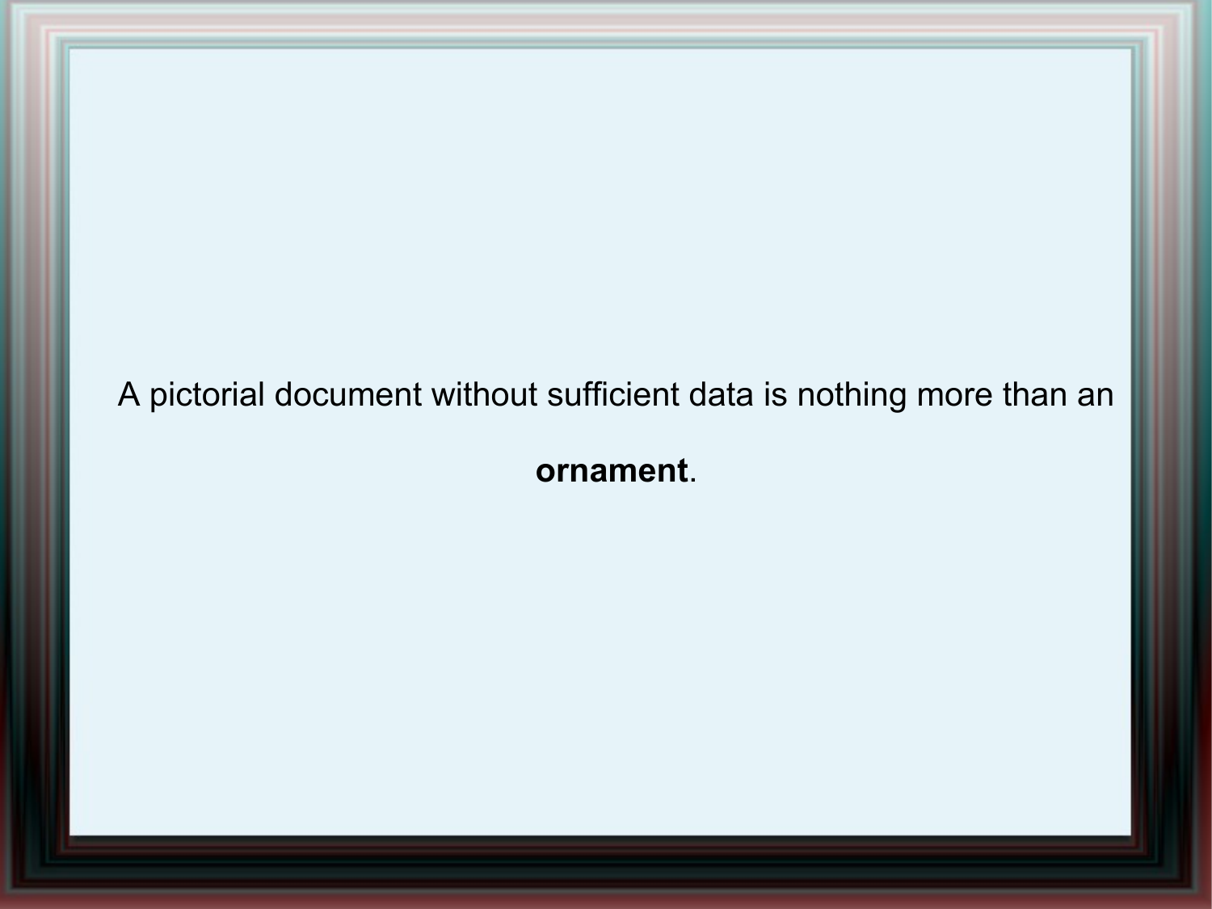A pictorial document without sufficient data is nothing more than an **ornament**.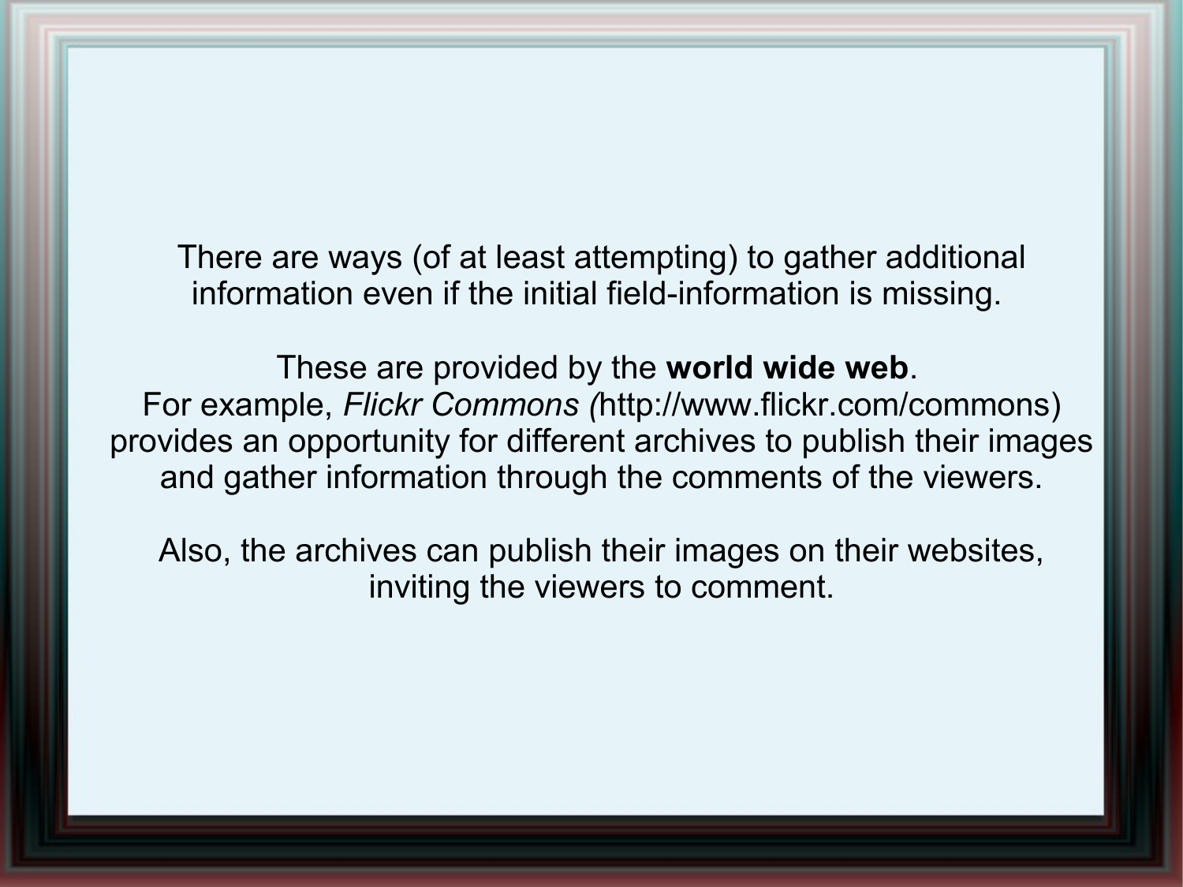There are ways (of at least attempting) to gather additional information even if the initial field-information is missing.

These are provided by the **world wide web**.
For example, *Flickr Commons (*http://www.flickr.com/commons) provides an opportunity for different archives to publish their images and gather information through the comments of the viewers.

Also, the archives can publish their images on their websites, inviting the viewers to comment.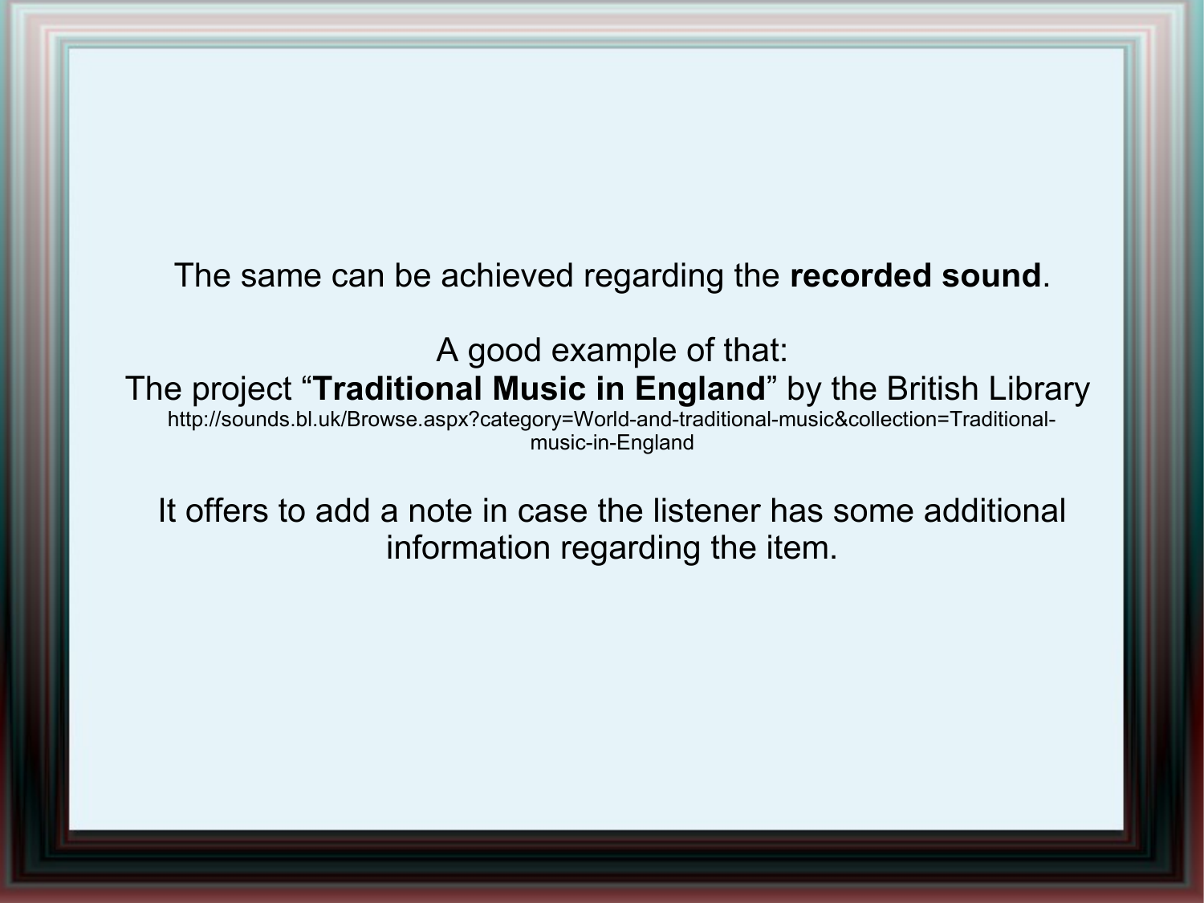The same can be achieved regarding the **recorded sound**.

A good example of that:
The project “**Traditional Music in England**” by the British Library
http://sounds.bl.uk/Browse.aspx?category=World-and-traditional-music&collection=Traditional-music-in-England

It offers to add a note in case the listener has some additional information regarding the item.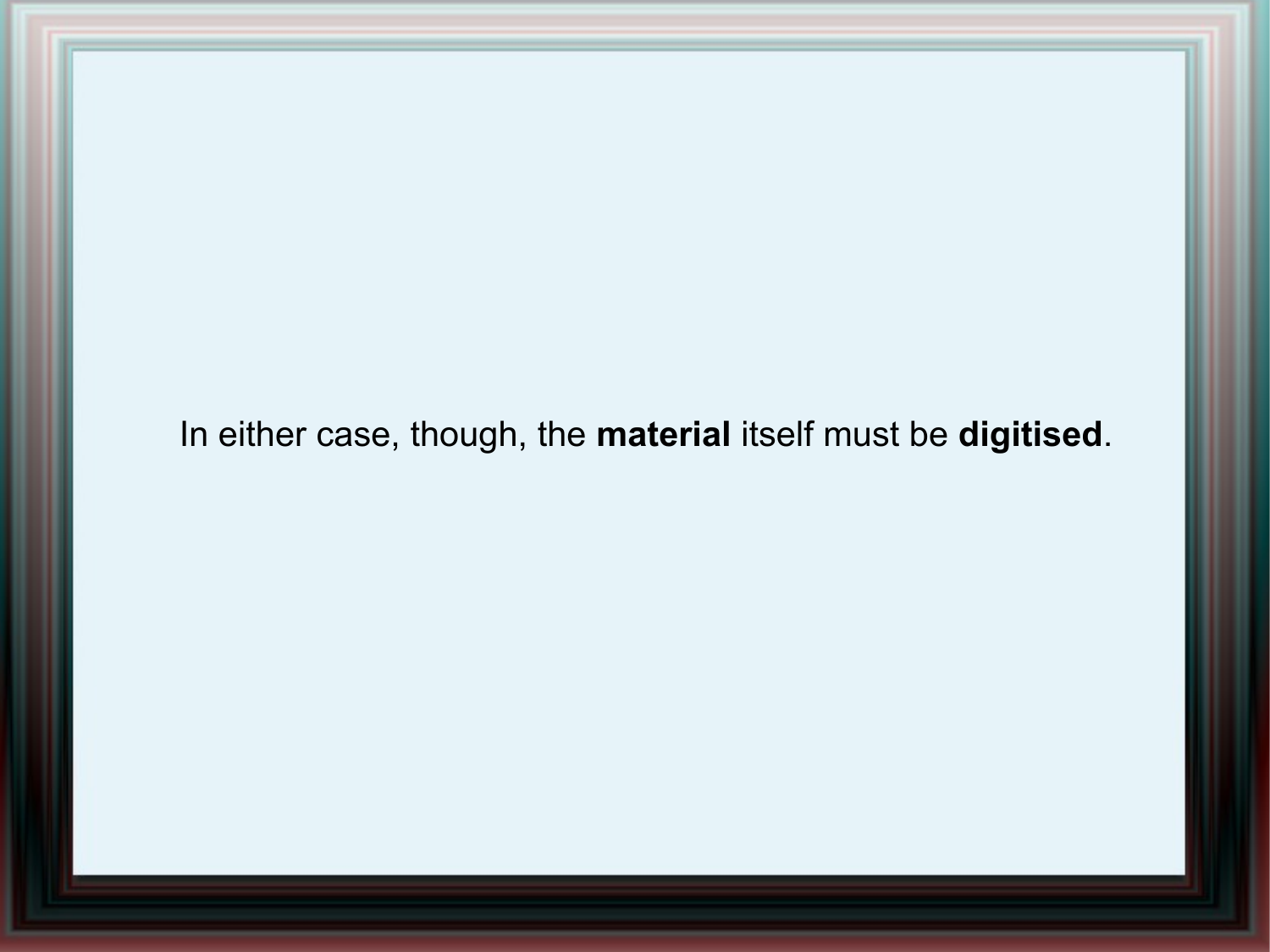In either case, though, the **material** itself must be **digitised**.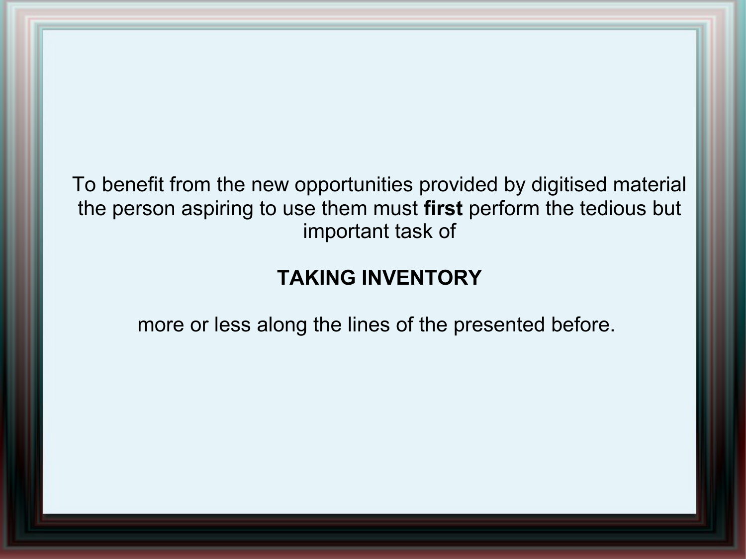To benefit from the new opportunities provided by digitised material the person aspiring to use them must **first** perform the tedious but important task of

**TAKING INVENTORY**

more or less along the lines of the presented before.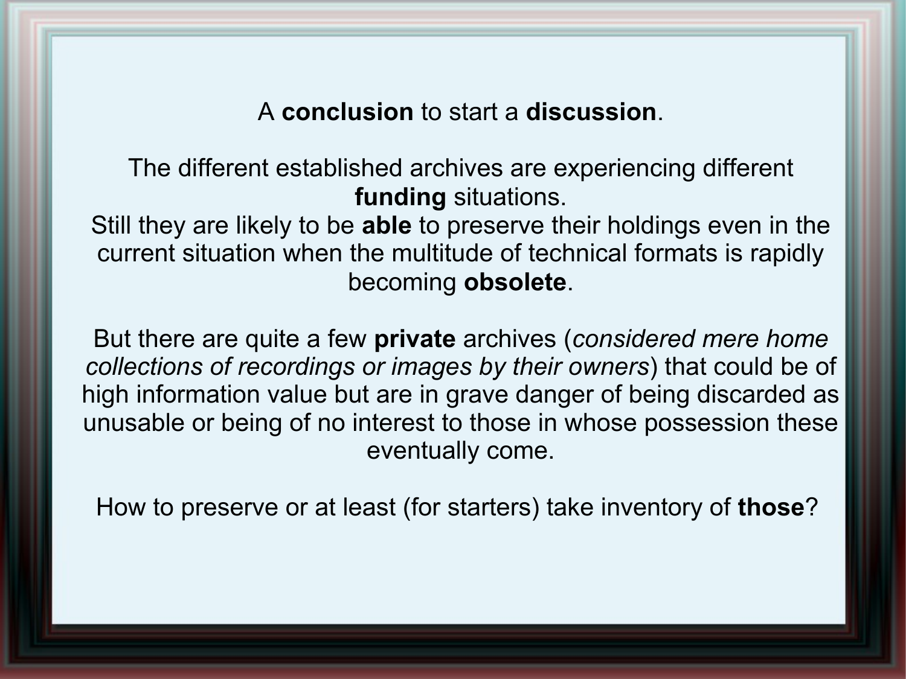A **conclusion** to start a **discussion**.

The different established archives are experiencing different **funding** situations.
Still they are likely to be **able** to preserve their holdings even in the current situation when the multitude of technical formats is rapidly becoming **obsolete**.

But there are quite a few **private** archives (*considered mere home collections of recordings or images by their owners*) that could be of high information value but are in grave danger of being discarded as unusable or being of no interest to those in whose possession these eventually come.

How to preserve or at least (for starters) take inventory of **those**?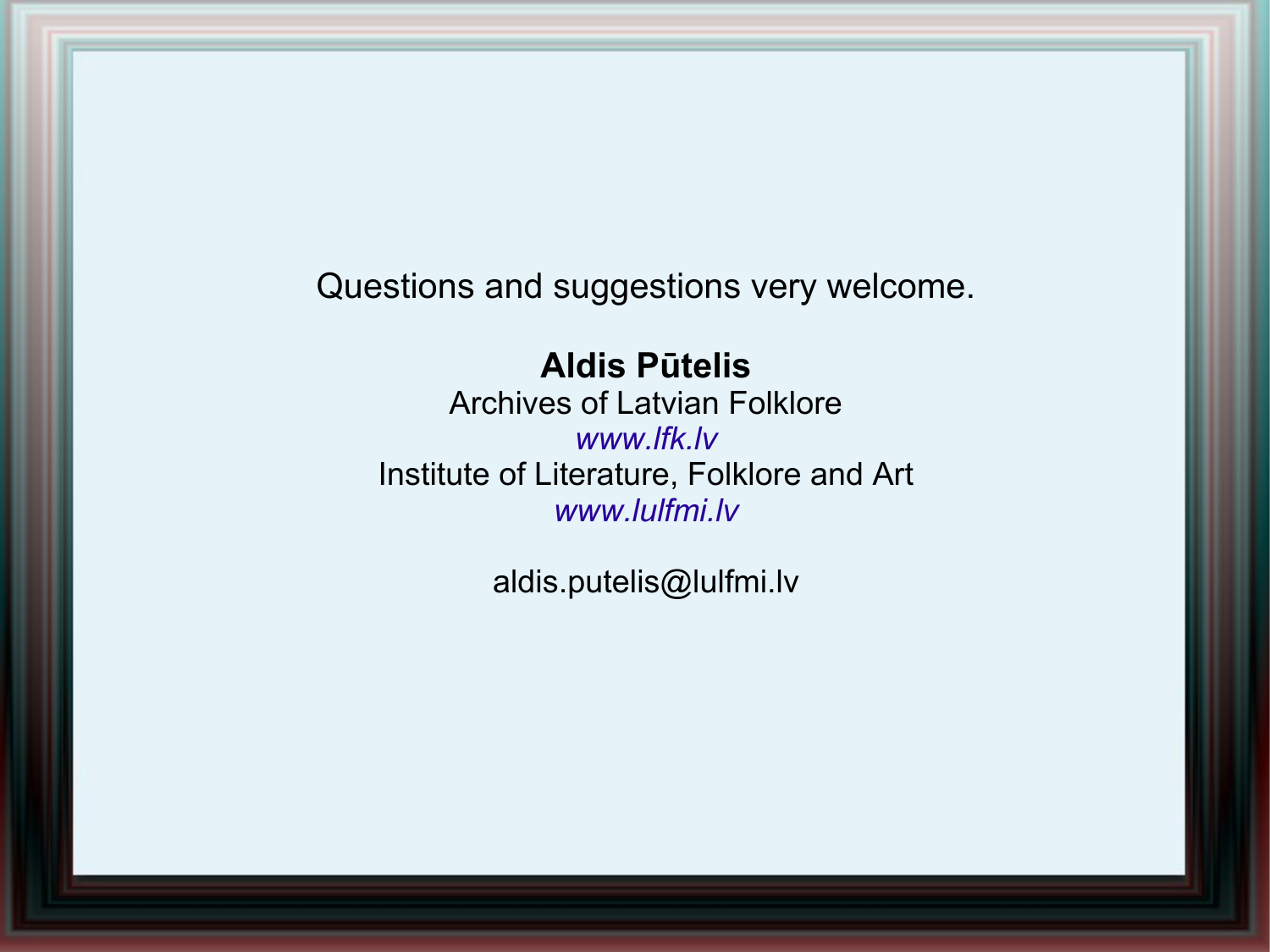Questions and suggestions very welcome.

**Aldis Pūtelis**
Archives of Latvian Folklore
*www.lfk.lv*
Institute of Literature, Folklore and Art
*www.lulfmi.lv*

aldis.putelis@lulfmi.lv